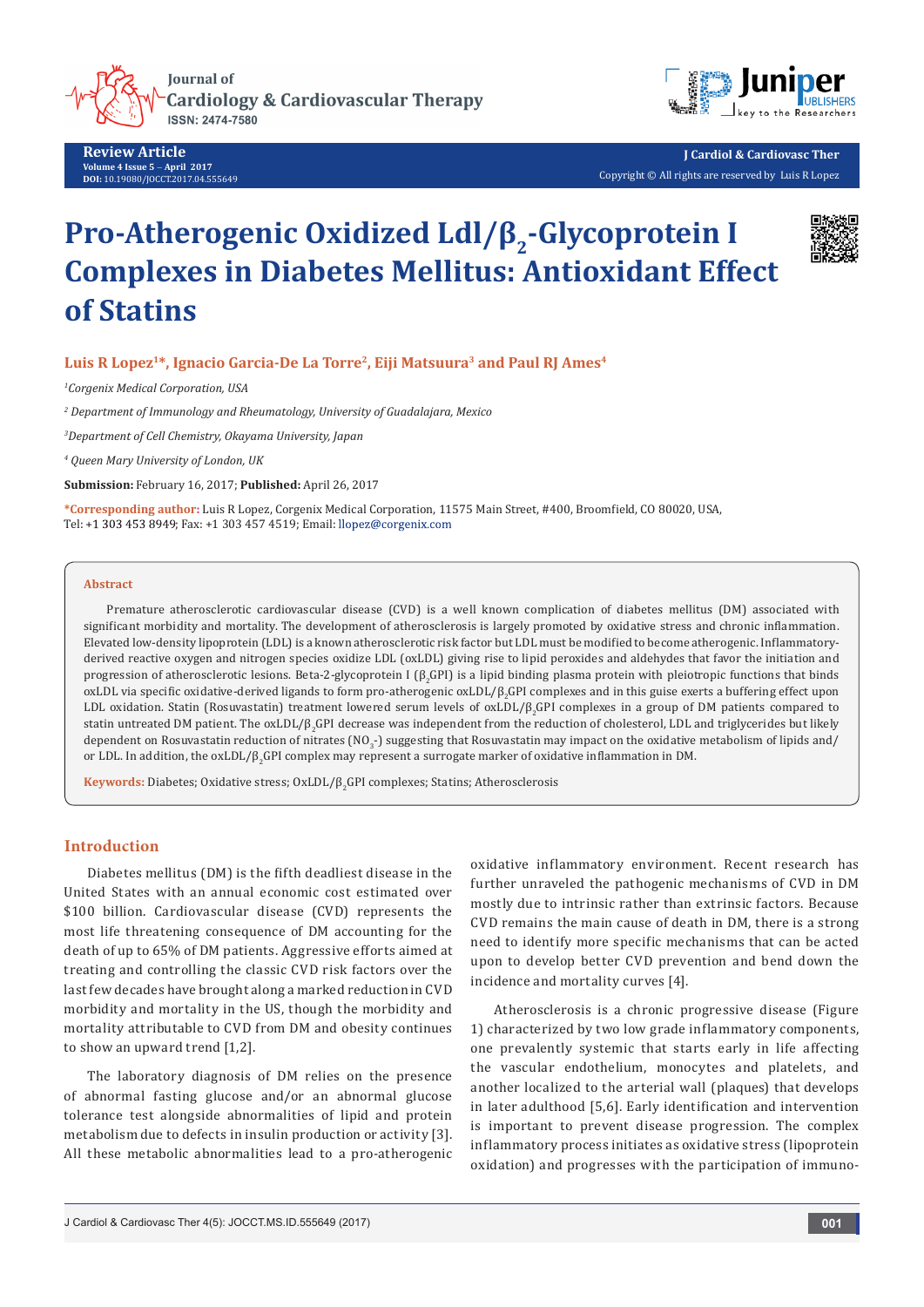# Pro-Atherogenic Oxidized Ldl/$\beta_2$-Glycoprotein I Complexes in Diabetes Mellitus: Antioxidant Effect of Statins

**Luis R Lopez[1]*, Ignacio Garcia-De La Torre[2], Eiji Matsuura[3] and Paul RJ Ames[4]**

[1]*Corgenix Medical Corporation, USA*

[2] *Department of Immunology and Rheumatology, University of Guadalajara, Mexico*

[3]*Department of Cell Chemistry, Okayama University, Japan*

[4] *Queen Mary University of London, UK*

**Submission:** February 16, 2017; **Published:** April 26, 2017

***Corresponding author:** Luis R Lopez, Corgenix Medical Corporation, 11575 Main Street, #400, Broomfield, CO 80020, USA, Tel: +1 303 453 8949; Fax: +1 303 457 4519; Email: llopez@corgenix.com

## Abstract

Premature atherosclerotic cardiovascular disease (CVD) is a well known complication of diabetes mellitus (DM) associated with significant morbidity and mortality. The development of atherosclerosis is largely promoted by oxidative stress and chronic inflammation. Elevated low-density lipoprotein (LDL) is a known atherosclerotic risk factor but LDL must be modified to become atherogenic. Inflammatory-derived reactive oxygen and nitrogen species oxidize LDL (oxLDL) giving rise to lipid peroxides and aldehydes that favor the initiation and progression of atherosclerotic lesions. Beta-2-glycoprotein I ($\beta_2$GPI) is a lipid binding plasma protein with pleiotropic functions that binds oxLDL via specific oxidative-derived ligands to form pro-atherogenic oxLDL/$\beta_2$GPI complexes and in this guise exerts a buffering effect upon LDL oxidation. Statin (Rosuvastatin) treatment lowered serum levels of oxLDL/$\beta_2$GPI complexes in a group of DM patients compared to statin untreated DM patient. The oxLDL/$\beta_2$GPI decrease was independent from the reduction of cholesterol, LDL and triglycerides but likely dependent on Rosuvastatin reduction of nitrates ($NO_3$-) suggesting that Rosuvastatin may impact on the oxidative metabolism of lipids and/or LDL. In addition, the oxLDL/$\beta_2$GPI complex may represent a surrogate marker of oxidative inflammation in DM.

**Keywords:** Diabetes; Oxidative stress; OxLDL/$\beta_2$GPI complexes; Statins; Atherosclerosis

## Introduction

Diabetes mellitus (DM) is the fifth deadliest disease in the United States with an annual economic cost estimated over $100 billion. Cardiovascular disease (CVD) represents the most life threatening consequence of DM accounting for the death of up to 65% of DM patients. Aggressive efforts aimed at treating and controlling the classic CVD risk factors over the last few decades have brought along a marked reduction in CVD morbidity and mortality in the US, though the morbidity and mortality attributable to CVD from DM and obesity continues to show an upward trend [1,2].

The laboratory diagnosis of DM relies on the presence of abnormal fasting glucose and/or an abnormal glucose tolerance test alongside abnormalities of lipid and protein metabolism due to defects in insulin production or activity [3]. All these metabolic abnormalities lead to a pro-atherogenic oxidative inflammatory environment. Recent research has further unraveled the pathogenic mechanisms of CVD in DM mostly due to intrinsic rather than extrinsic factors. Because CVD remains the main cause of death in DM, there is a strong need to identify more specific mechanisms that can be acted upon to develop better CVD prevention and bend down the incidence and mortality curves [4].

Atherosclerosis is a chronic progressive disease (Figure 1) characterized by two low grade inflammatory components, one prevalently systemic that starts early in life affecting the vascular endothelium, monocytes and platelets, and another localized to the arterial wall (plaques) that develops in later adulthood [5,6]. Early identification and intervention is important to prevent disease progression. The complex inflammatory process initiates as oxidative stress (lipoprotein oxidation) and progresses with the participation of immuno-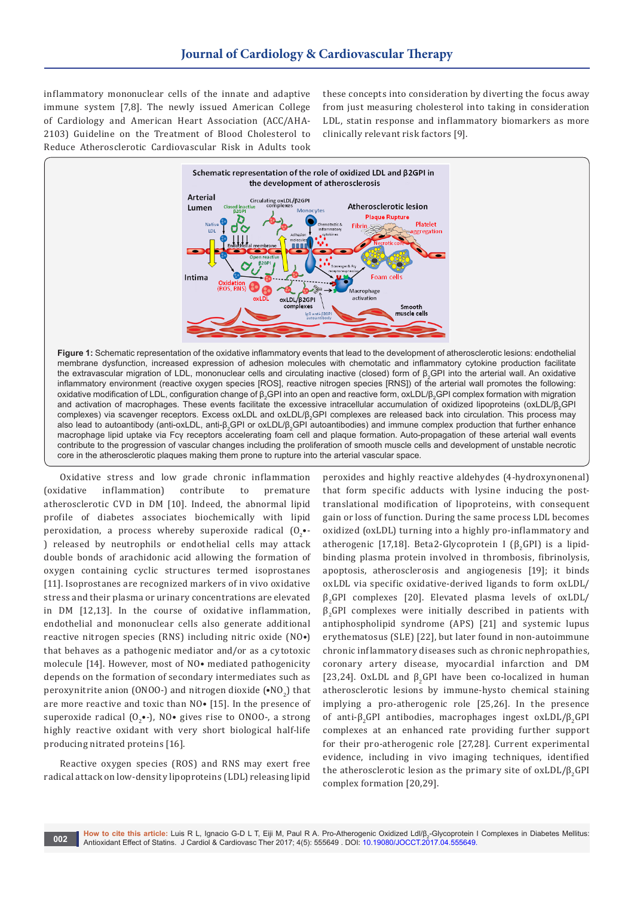inflammatory mononuclear cells of the innate and adaptive immune system [7,8]. The newly issued American College of Cardiology and American Heart Association (ACC/AHA-2103) Guideline on the Treatment of Blood Cholesterol to Reduce Atherosclerotic Cardiovascular Risk in Adults took these concepts into consideration by diverting the focus away from just measuring cholesterol into taking in consideration LDL, statin response and inflammatory biomarkers as more clinically relevant risk factors [9].

**Figure 1:** Schematic representation of the oxidative inflammatory events that lead to the development of atherosclerotic lesions: endothelial membrane dysfunction, increased expression of adhesion molecules with chemotatic and inflammatory cytokine production facilitate the extravascular migration of LDL, mononuclear cells and circulating inactive (closed) form of $\beta_2$GPI into the arterial wall. An oxidative inflammatory environment (reactive oxygen species [ROS], reactive nitrogen species [RNS]) of the arterial wall promotes the following: oxidative modification of LDL, configuration change of $\beta_2$GPI into an open and reactive form, oxLDL/$\beta_2$GPI complex formation with migration and activation of macrophages. These events facilitate the excessive intracellular accumulation of oxidized lipoproteins (oxLDL/$\beta_2$GPI complexes) via scavenger receptors. Excess oxLDL and oxLDL/$\beta_2$GPI complexes are released back into circulation. This process may also lead to autoantibody (anti-oxLDL, anti-$\beta_2$GPI or oxLDL/$\beta_2$GPI autoantibodies) and immune complex production that further enhance macrophage lipid uptake via Fcγ receptors accelerating foam cell and plaque formation. Auto-propagation of these arterial wall events contribute to the progression of vascular changes including the proliferation of smooth muscle cells and development of unstable necrotic core in the atherosclerotic plaques making them prone to rupture into the arterial vascular space.

Oxidative stress and low grade chronic inflammation (oxidative inflammation) contribute to premature atherosclerotic CVD in DM [10]. Indeed, the abnormal lipid profile of diabetes associates biochemically with lipid peroxidation, a process whereby superoxide radical ($O_2$•-) released by neutrophils or endothelial cells may attack double bonds of arachidonic acid allowing the formation of oxygen containing cyclic structures termed isoprostanes [11]. Isoprostanes are recognized markers of in vivo oxidative stress and their plasma or urinary concentrations are elevated in DM [12,13]. In the course of oxidative inflammation, endothelial and mononuclear cells also generate additional reactive nitrogen species (RNS) including nitric oxide (NO•) that behaves as a pathogenic mediator and/or as a cytotoxic molecule [14]. However, most of NO• mediated pathogenicity depends on the formation of secondary intermediates such as peroxynitrite anion (ONOO-) and nitrogen dioxide (•$NO_2$) that are more reactive and toxic than NO• [15]. In the presence of superoxide radical ($O_2$•-), NO• gives rise to ONOO-, a strong highly reactive oxidant with very short biological half-life producing nitrated proteins [16].

Reactive oxygen species (ROS) and RNS may exert free radical attack on low-density lipoproteins (LDL) releasing lipid peroxides and highly reactive aldehydes (4-hydroxynonenal) that form specific adducts with lysine inducing the post-translational modification of lipoproteins, with consequent gain or loss of function. During the same process LDL becomes oxidized (oxLDL) turning into a highly pro-inflammatory and atherogenic [17,18]. Beta2-Glycoprotein I ($\beta_2$GPI) is a lipid-binding plasma protein involved in thrombosis, fibrinolysis, apoptosis, atherosclerosis and angiogenesis [19]; it binds oxLDL via specific oxidative-derived ligands to form oxLDL/$\beta_2$GPI complexes [20]. Elevated plasma levels of oxLDL/$\beta_2$GPI complexes were initially described in patients with antiphospholipid syndrome (APS) [21] and systemic lupus erythematosus (SLE) [22], but later found in non-autoimmune chronic inflammatory diseases such as chronic nephropathies, coronary artery disease, myocardial infarction and DM [23,24]. OxLDL and $\beta_2$GPI have been co-localized in human atherosclerotic lesions by immune-hysto chemical staining implying a pro-atherogenic role [25,26]. In the presence of anti-$\beta_2$GPI antibodies, macrophages ingest oxLDL/$\beta_2$GPI complexes at an enhanced rate providing further support for their pro-atherogenic role [27,28]. Current experimental evidence, including in vivo imaging techniques, identified the atherosclerotic lesion as the primary site of oxLDL/$\beta_2$GPI complex formation [20,29].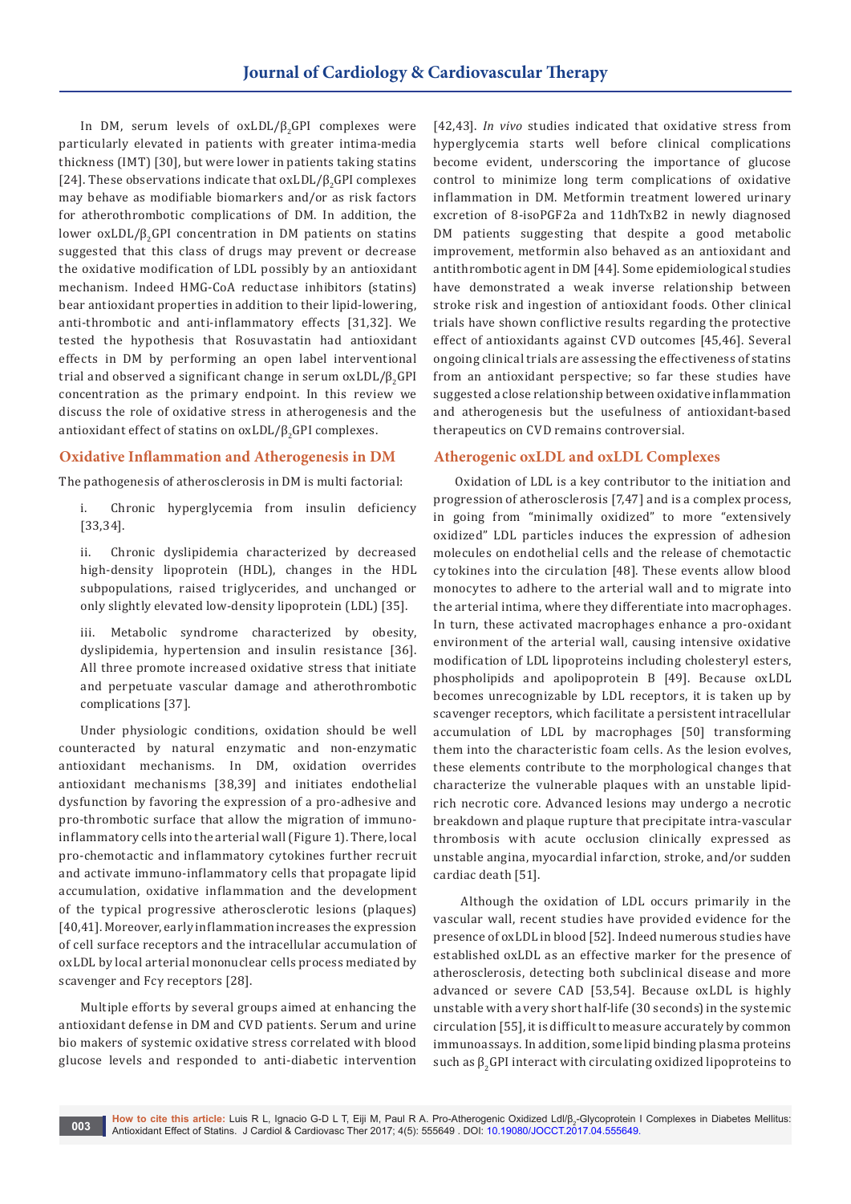In DM, serum levels of oxLDL/$\beta_2$GPI complexes were particularly elevated in patients with greater intima-media thickness (IMT) [30], but were lower in patients taking statins [24]. These observations indicate that oxLDL/$\beta_2$GPI complexes may behave as modifiable biomarkers and/or as risk factors for atherothrombotic complications of DM. In addition, the lower oxLDL/$\beta_2$GPI concentration in DM patients on statins suggested that this class of drugs may prevent or decrease the oxidative modification of LDL possibly by an antioxidant mechanism. Indeed HMG-CoA reductase inhibitors (statins) bear antioxidant properties in addition to their lipid-lowering, anti-thrombotic and anti-inflammatory effects [31,32]. We tested the hypothesis that Rosuvastatin had antioxidant effects in DM by performing an open label interventional trial and observed a significant change in serum oxLDL/$\beta_2$GPI concentration as the primary endpoint. In this review we discuss the role of oxidative stress in atherogenesis and the antioxidant effect of statins on oxLDL/$\beta_2$GPI complexes.

## Oxidative Inflammation and Atherogenesis in DM

The pathogenesis of atherosclerosis in DM is multi factorial:

i. Chronic hyperglycemia from insulin deficiency [33,34].

ii. Chronic dyslipidemia characterized by decreased high-density lipoprotein (HDL), changes in the HDL subpopulations, raised triglycerides, and unchanged or only slightly elevated low-density lipoprotein (LDL) [35].

iii. Metabolic syndrome characterized by obesity, dyslipidemia, hypertension and insulin resistance [36]. All three promote increased oxidative stress that initiate and perpetuate vascular damage and atherothrombotic complications [37].

Under physiologic conditions, oxidation should be well counteracted by natural enzymatic and non-enzymatic antioxidant mechanisms. In DM, oxidation overrides antioxidant mechanisms [38,39] and initiates endothelial dysfunction by favoring the expression of a pro-adhesive and pro-thrombotic surface that allow the migration of immuno-inflammatory cells into the arterial wall (Figure 1). There, local pro-chemotactic and inflammatory cytokines further recruit and activate immuno-inflammatory cells that propagate lipid accumulation, oxidative inflammation and the development of the typical progressive atherosclerotic lesions (plaques) [40,41]. Moreover, early inflammation increases the expression of cell surface receptors and the intracellular accumulation of oxLDL by local arterial mononuclear cells process mediated by scavenger and Fcγ receptors [28].

Multiple efforts by several groups aimed at enhancing the antioxidant defense in DM and CVD patients. Serum and urine bio makers of systemic oxidative stress correlated with blood glucose levels and responded to anti-diabetic intervention [42,43]. *In vivo* studies indicated that oxidative stress from hyperglycemia starts well before clinical complications become evident, underscoring the importance of glucose control to minimize long term complications of oxidative inflammation in DM. Metformin treatment lowered urinary excretion of 8-isoPGF2a and 11dhTxB2 in newly diagnosed DM patients suggesting that despite a good metabolic improvement, metformin also behaved as an antioxidant and antithrombotic agent in DM [44]. Some epidemiological studies have demonstrated a weak inverse relationship between stroke risk and ingestion of antioxidant foods. Other clinical trials have shown conflictive results regarding the protective effect of antioxidants against CVD outcomes [45,46]. Several ongoing clinical trials are assessing the effectiveness of statins from an antioxidant perspective; so far these studies have suggested a close relationship between oxidative inflammation and atherogenesis but the usefulness of antioxidant-based therapeutics on CVD remains controversial.

## Atherogenic oxLDL and oxLDL Complexes

Oxidation of LDL is a key contributor to the initiation and progression of atherosclerosis [7,47] and is a complex process, in going from "minimally oxidized" to more "extensively oxidized" LDL particles induces the expression of adhesion molecules on endothelial cells and the release of chemotactic cytokines into the circulation [48]. These events allow blood monocytes to adhere to the arterial wall and to migrate into the arterial intima, where they differentiate into macrophages. In turn, these activated macrophages enhance a pro-oxidant environment of the arterial wall, causing intensive oxidative modification of LDL lipoproteins including cholesteryl esters, phospholipids and apolipoprotein B [49]. Because oxLDL becomes unrecognizable by LDL receptors, it is taken up by scavenger receptors, which facilitate a persistent intracellular accumulation of LDL by macrophages [50] transforming them into the characteristic foam cells. As the lesion evolves, these elements contribute to the morphological changes that characterize the vulnerable plaques with an unstable lipid-rich necrotic core. Advanced lesions may undergo a necrotic breakdown and plaque rupture that precipitate intra-vascular thrombosis with acute occlusion clinically expressed as unstable angina, myocardial infarction, stroke, and/or sudden cardiac death [51].

Although the oxidation of LDL occurs primarily in the vascular wall, recent studies have provided evidence for the presence of oxLDL in blood [52]. Indeed numerous studies have established oxLDL as an effective marker for the presence of atherosclerosis, detecting both subclinical disease and more advanced or severe CAD [53,54]. Because oxLDL is highly unstable with a very short half-life (30 seconds) in the systemic circulation [55], it is difficult to measure accurately by common immunoassays. In addition, some lipid binding plasma proteins such as $\beta_2$GPI interact with circulating oxidized lipoproteins to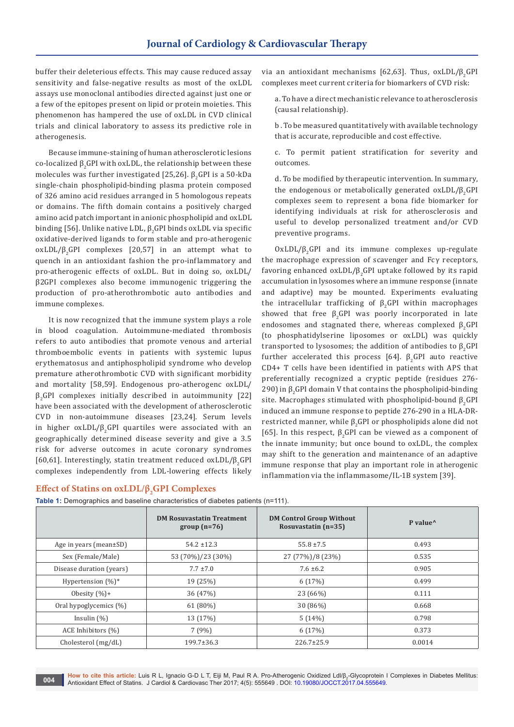buffer their deleterious effects. This may cause reduced assay sensitivity and false-negative results as most of the oxLDL assays use monoclonal antibodies directed against just one or a few of the epitopes present on lipid or protein moieties. This phenomenon has hampered the use of oxLDL in CVD clinical trials and clinical laboratory to assess its predictive role in atherogenesis.

Because immune-staining of human atherosclerotic lesions co-localized $\beta_2$GPI with oxLDL, the relationship between these molecules was further investigated [25,26]. $\beta_2$GPI is a 50-kDa single-chain phospholipid-binding plasma protein composed of 326 amino acid residues arranged in 5 homologous repeats or domains. The fifth domain contains a positively charged amino acid patch important in anionic phospholipid and oxLDL binding [56]. Unlike native LDL, $\beta_2$GPI binds oxLDL via specific oxidative-derived ligands to form stable and pro-atherogenic oxLDL/$\beta_2$GPI complexes [20,57] in an attempt what to quench in an antioxidant fashion the pro-inflammatory and pro-atherogenic effects of oxLDL. But in doing so, oxLDL/β2GPI complexes also become immunogenic triggering the production of pro-atherothrombotic auto antibodies and immune complexes.

It is now recognized that the immune system plays a role in blood coagulation. Autoimmune-mediated thrombosis refers to auto antibodies that promote venous and arterial thromboembolic events in patients with systemic lupus erythematosus and antiphospholipid syndrome who develop premature atherothrombotic CVD with significant morbidity and mortality [58,59]. Endogenous pro-atherogenc oxLDL/$\beta_2$GPI complexes initially described in autoimmunity [22] have been associated with the development of atherosclerotic CVD in non-autoimmune diseases [23,24]. Serum levels in higher oxLDL/$\beta_2$GPI quartiles were associated with an geographically determined disease severity and give a 3.5 risk for adverse outcomes in acute coronary syndromes [60,61]. Interestingly, statin treatment reduced oxLDL/$\beta_2$GPI complexes independently from LDL-lowering effects likely via an antioxidant mechanisms [62,63]. Thus, oxLDL/$\beta_2$GPI complexes meet current criteria for biomarkers of CVD risk:

a. To have a direct mechanistic relevance to atherosclerosis (causal relationship).

b . To be measured quantitatively with available technology that is accurate, reproducible and cost effective.

c. To permit patient stratification for severity and outcomes.

d. To be modified by therapeutic intervention. In summary, the endogenous or metabolically generated oxLDL/$\beta_2$GPI complexes seem to represent a bona fide biomarker for identifying individuals at risk for atherosclerosis and useful to develop personalized treatment and/or CVD preventive programs.

OxLDL/$\beta_2$GPI and its immune complexes up-regulate the macrophage expression of scavenger and Fcγ receptors, favoring enhanced oxLDL/$\beta_2$GPI uptake followed by its rapid accumulation in lysosomes where an immune response (innate and adaptive) may be mounted. Experiments evaluating the intracellular trafficking of $\beta_2$GPI within macrophages showed that free $\beta_2$GPI was poorly incorporated in late endosomes and stagnated there, whereas complexed $\beta_2$GPI (to phosphatidylserine liposomes or oxLDL) was quickly transported to lysosomes; the addition of antibodies to $\beta_2$GPI further accelerated this process [64]. $\beta_2$GPI auto reactive CD4+ T cells have been identified in patients with APS that preferentially recognized a cryptic peptide (residues 276-290) in $\beta_2$GPI domain V that contains the phospholipid-binding site. Macrophages stimulated with phospholipid-bound $\beta_2$GPI induced an immune response to peptide 276-290 in a HLA-DR-restricted manner, while $\beta_2$GPI or phospholipids alone did not [65]. In this respect, $\beta_2$GPI can be viewed as a component of the innate immunity; but once bound to oxLDL, the complex may shift to the generation and maintenance of an adaptive immune response that play an important role in atherogenic inflammation via the inflammasome/IL-1B system [39].

## Effect of Statins on oxLDL/$\beta_2$GPI Complexes

**Table 1:** Demographics and baseline characteristics of diabetes patients (n=111).

| | DM Rosuvastatin Treatment group (n=76) | DM Control Group Without Rosuvastatin (n=35) | P value^ |
|---|---|---|---|
| Age in years (mean±SD) | 54.2 ±12.3 | 55.8 ±7.5 | 0.493 |
| Sex (Female/Male) | 53 (70%)/23 (30%) | 27 (77%)/8 (23%) | 0.535 |
| Disease duration (years) | 7.7 ±7.0 | 7.6 ±6.2 | 0.905 |
| Hypertension (%)* | 19 (25%) | 6 (17%) | 0.499 |
| Obesity (%)+ | 36 (47%) | 23 (66%) | 0.111 |
| Oral hypoglycemics (%) | 61 (80%) | 30 (86%) | 0.668 |
| Insulin (%) | 13 (17%) | 5 (14%) | 0.798 |
| ACE Inhibitors (%) | 7 (9%) | 6 (17%) | 0.373 |
| Cholesterol (mg/dL) | 199.7±36.3 | 226.7±25.9 | 0.0014 |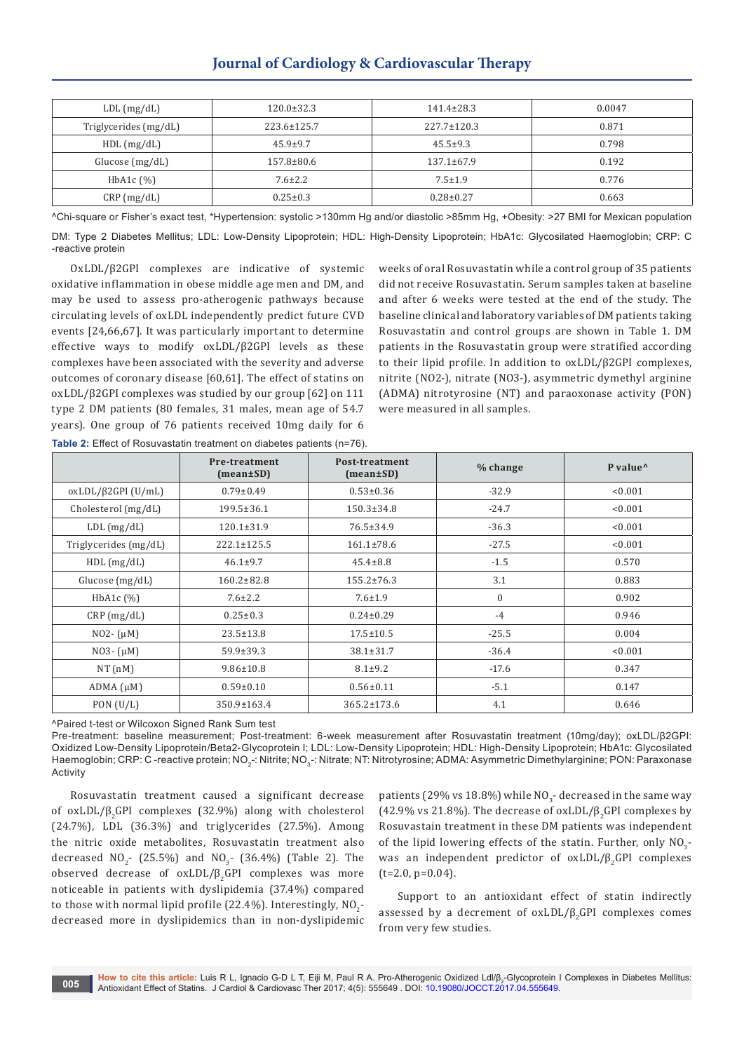| LDL (mg/dL) | 120.0±32.3 | 141.4±28.3 | 0.0047 |
|---|---|---|---|
| Triglycerides (mg/dL) | 223.6±125.7 | 227.7±120.3 | 0.871 |
| HDL (mg/dL) | 45.9±9.7 | 45.5±9.3 | 0.798 |
| Glucose (mg/dL) | 157.8±80.6 | 137.1±67.9 | 0.192 |
| HbA1c (%) | 7.6±2.2 | 7.5±1.9 | 0.776 |
| CRP (mg/dL) | 0.25±0.3 | 0.28±0.27 | 0.663 |

^Chi-square or Fisher's exact test, *Hypertension: systolic >130mm Hg and/or diastolic >85mm Hg, +Obesity: >27 BMI for Mexican population

DM: Type 2 Diabetes Mellitus; LDL: Low-Density Lipoprotein; HDL: High-Density Lipoprotein; HbA1c: Glycosilated Haemoglobin; CRP: C -reactive protein

OxLDL/β2GPI complexes are indicative of systemic oxidative inflammation in obese middle age men and DM, and may be used to assess pro-atherogenic pathways because circulating levels of oxLDL independently predict future CVD events [24,66,67]. It was particularly important to determine effective ways to modify oxLDL/β2GPI levels as these complexes have been associated with the severity and adverse outcomes of coronary disease [60,61]. The effect of statins on oxLDL/β2GPI complexes was studied by our group [62] on 111 type 2 DM patients (80 females, 31 males, mean age of 54.7 years). One group of 76 patients received 10mg daily for 6 weeks of oral Rosuvastatin while a control group of 35 patients did not receive Rosuvastatin. Serum samples taken at baseline and after 6 weeks were tested at the end of the study. The baseline clinical and laboratory variables of DM patients taking Rosuvastatin and control groups are shown in Table 1. DM patients in the Rosuvastatin group were stratified according to their lipid profile. In addition to oxLDL/β2GPI complexes, nitrite (NO2-), nitrate (NO3-), asymmetric dymethyl arginine (ADMA) nitrotyrosine (NT) and paraoxonase activity (PON) were measured in all samples.

**Table 2:** Effect of Rosuvastatin treatment on diabetes patients (n=76).

| | Pre-treatment (mean±SD) | Post-treatment (mean±SD) | % change | P value^ |
|---|---|---|---|---|
| oxLDL/β2GPI (U/mL) | 0.79±0.49 | 0.53±0.36 | -32.9 | <0.001 |
| Cholesterol (mg/dL) | 199.5±36.1 | 150.3±34.8 | -24.7 | <0.001 |
| LDL (mg/dL) | 120.1±31.9 | 76.5±34.9 | -36.3 | <0.001 |
| Triglycerides (mg/dL) | 222.1±125.5 | 161.1±78.6 | -27.5 | <0.001 |
| HDL (mg/dL) | 46.1±9.7 | 45.4±8.8 | -1.5 | 0.570 |
| Glucose (mg/dL) | 160.2±82.8 | 155.2±76.3 | 3.1 | 0.883 |
| HbA1c (%) | 7.6±2.2 | 7.6±1.9 | 0 | 0.902 |
| CRP (mg/dL) | 0.25±0.3 | 0.24±0.29 | -4 | 0.946 |
| NO2- (μM) | 23.5±13.8 | 17.5±10.5 | -25.5 | 0.004 |
| NO3- (μM) | 59.9±39.3 | 38.1±31.7 | -36.4 | <0.001 |
| NT (nM) | 9.86±10.8 | 8.1±9.2 | -17.6 | 0.347 |
| ADMA (μM) | 0.59±0.10 | 0.56±0.11 | -5.1 | 0.147 |
| PON (U/L) | 350.9±163.4 | 365.2±173.6 | 4.1 | 0.646 |

^Paired t-test or Wilcoxon Signed Rank Sum test

Pre-treatment: baseline measurement; Post-treatment: 6-week measurement after Rosuvastatin treatment (10mg/day); oxLDL/β2GPI: Oxidized Low-Density Lipoprotein/Beta2-Glycoprotein I; LDL: Low-Density Lipoprotein; HDL: High-Density Lipoprotein; HbA1c: Glycosilated Haemoglobin; CRP: C -reactive protein; $NO_2$-: Nitrite; $NO_3$-: Nitrate; NT: Nitrotyrosine; ADMA: Asymmetric Dimethylarginine; PON: Paraxonase Activity

Rosuvastatin treatment caused a significant decrease of oxLDL/$\beta_2$GPI complexes (32.9%) along with cholesterol (24.7%), LDL (36.3%) and triglycerides (27.5%). Among the nitric oxide metabolites, Rosuvastatin treatment also decreased $NO_2$- (25.5%) and $NO_3$- (36.4%) (Table 2). The observed decrease of oxLDL/$\beta_2$GPI complexes was more noticeable in patients with dyslipidemia (37.4%) compared to those with normal lipid profile (22.4%). Interestingly, $NO_2$- decreased more in dyslipidemics than in non-dyslipidemic patients (29% vs 18.8%) while $NO_3$- decreased in the same way (42.9% vs 21.8%). The decrease of oxLDL/$\beta_2$GPI complexes by Rosuvastatin treatment in these DM patients was independent of the lipid lowering effects of the statin. Further, only $NO_3$- was an independent predictor of oxLDL/$\beta_2$GPI complexes (t=2.0, p=0.04).

Support to an antioxidant effect of statin indirectly assessed by a decrement of oxLDL/$\beta_2$GPI complexes comes from very few studies.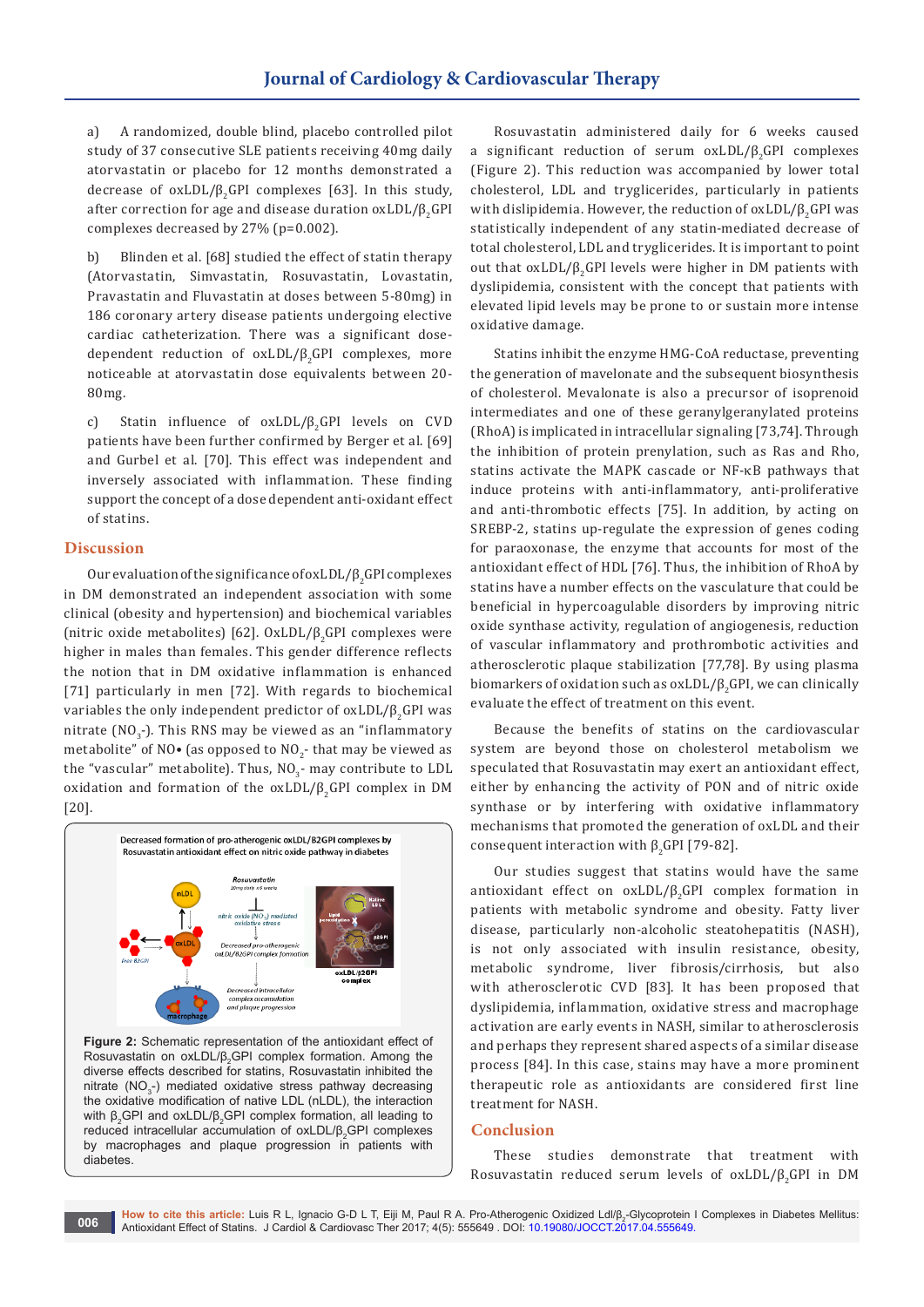a) A randomized, double blind, placebo controlled pilot study of 37 consecutive SLE patients receiving 40mg daily atorvastatin or placebo for 12 months demonstrated a decrease of oxLDL/$\beta_2$GPI complexes [63]. In this study, after correction for age and disease duration oxLDL/$\beta_2$GPI complexes decreased by 27% (p=0.002).

b) Blinden et al. [68] studied the effect of statin therapy (Atorvastatin, Simvastatin, Rosuvastatin, Lovastatin, Pravastatin and Fluvastatin at doses between 5-80mg) in 186 coronary artery disease patients undergoing elective cardiac catheterization. There was a significant dose-dependent reduction of oxLDL/$\beta_2$GPI complexes, more noticeable at atorvastatin dose equivalents between 20-80mg.

c) Statin influence of oxLDL/$\beta_2$GPI levels on CVD patients have been further confirmed by Berger et al. [69] and Gurbel et al. [70]. This effect was independent and inversely associated with inflammation. These finding support the concept of a dose dependent anti-oxidant effect of statins.

## Discussion

Our evaluation of the significance of oxLDL/$\beta_2$GPI complexes in DM demonstrated an independent association with some clinical (obesity and hypertension) and biochemical variables (nitric oxide metabolites) [62]. OxLDL/$\beta_2$GPI complexes were higher in males than females. This gender difference reflects the notion that in DM oxidative inflammation is enhanced [71] particularly in men [72]. With regards to biochemical variables the only independent predictor of oxLDL/$\beta_2$GPI was nitrate ($NO_3$-). This RNS may be viewed as an "inflammatory metabolite" of NO• (as opposed to $NO_2$- that may be viewed as the "vascular" metabolite). Thus, $NO_3$- may contribute to LDL oxidation and formation of the oxLDL/$\beta_2$GPI complex in DM [20].

Decreased formation of pro-atherogenic oxLDL/B2GPI complexes by Rosuvastatin antioxidant effect on nitric oxide pathway in diabetes

**Figure 2:** Schematic representation of the antioxidant effect of Rosuvastatin on oxLDL/$\beta_2$GPI complex formation. Among the diverse effects described for statins, Rosuvastatin inhibited the nitrate ($NO_3$-) mediated oxidative stress pathway decreasing the oxidative modification of native LDL (nLDL), the interaction with $\beta_2$GPI and oxLDL/$\beta_2$GPI complex formation, all leading to reduced intracellular accumulation of oxLDL/$\beta_2$GPI complexes by macrophages and plaque progression in patients with diabetes.

Rosuvastatin administered daily for 6 weeks caused a significant reduction of serum oxLDL/$\beta_2$GPI complexes (Figure 2). This reduction was accompanied by lower total cholesterol, LDL and tryglicerides, particularly in patients with dislipidemia. However, the reduction of oxLDL/$\beta_2$GPI was statistically independent of any statin-mediated decrease of total cholesterol, LDL and tryglicerides. It is important to point out that oxLDL/$\beta_2$GPI levels were higher in DM patients with dyslipidemia, consistent with the concept that patients with elevated lipid levels may be prone to or sustain more intense oxidative damage.

Statins inhibit the enzyme HMG-CoA reductase, preventing the generation of mavelonate and the subsequent biosynthesis of cholesterol. Mevalonate is also a precursor of isoprenoid intermediates and one of these geranylgeranylated proteins (RhoA) is implicated in intracellular signaling [73,74]. Through the inhibition of protein prenylation, such as Ras and Rho, statins activate the MAPK cascade or NF-κB pathways that induce proteins with anti-inflammatory, anti-proliferative and anti-thrombotic effects [75]. In addition, by acting on SREBP-2, statins up-regulate the expression of genes coding for paraoxonase, the enzyme that accounts for most of the antioxidant effect of HDL [76]. Thus, the inhibition of RhoA by statins have a number effects on the vasculature that could be beneficial in hypercoagulable disorders by improving nitric oxide synthase activity, regulation of angiogenesis, reduction of vascular inflammatory and prothrombotic activities and atherosclerotic plaque stabilization [77,78]. By using plasma biomarkers of oxidation such as oxLDL/$\beta_2$GPI, we can clinically evaluate the effect of treatment on this event.

Because the benefits of statins on the cardiovascular system are beyond those on cholesterol metabolism we speculated that Rosuvastatin may exert an antioxidant effect, either by enhancing the activity of PON and of nitric oxide synthase or by interfering with oxidative inflammatory mechanisms that promoted the generation of oxLDL and their consequent interaction with $\beta_2$GPI [79-82].

Our studies suggest that statins would have the same antioxidant effect on oxLDL/$\beta_2$GPI complex formation in patients with metabolic syndrome and obesity. Fatty liver disease, particularly non-alcoholic steatohepatitis (NASH), is not only associated with insulin resistance, obesity, metabolic syndrome, liver fibrosis/cirrhosis, but also with atherosclerotic CVD [83]. It has been proposed that dyslipidemia, inflammation, oxidative stress and macrophage activation are early events in NASH, similar to atherosclerosis and perhaps they represent shared aspects of a similar disease process [84]. In this case, stains may have a more prominent therapeutic role as antioxidants are considered first line treatment for NASH.

## Conclusion

These studies demonstrate that treatment with Rosuvastatin reduced serum levels of oxLDL/$\beta_2$GPI in DM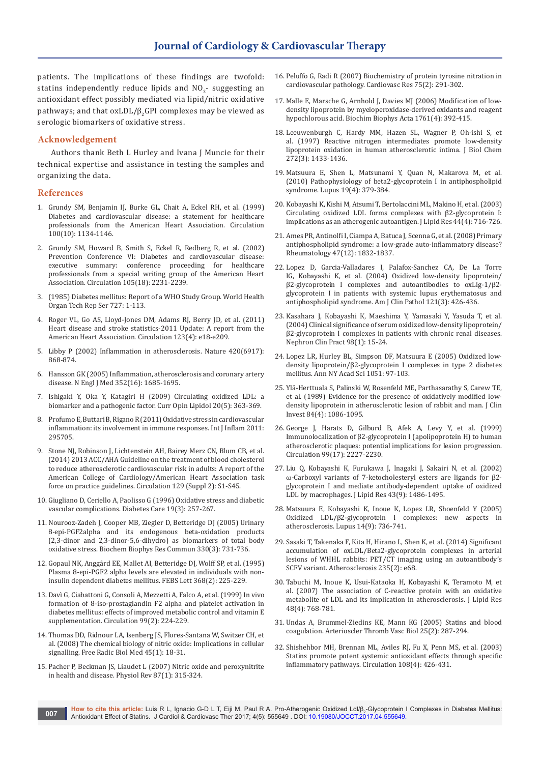patients. The implications of these findings are twofold: statins independently reduce lipids and $NO_3$- suggesting an antioxidant effect possibly mediated via lipid/nitric oxidative pathways; and that oxLDL/$\beta_2$GPI complexes may be viewed as serologic biomarkers of oxidative stress.

## Acknowledgement

Authors thank Beth L Hurley and Ivana J Muncie for their technical expertise and assistance in testing the samples and organizing the data.

## References

1. Grundy SM, Benjamin IJ, Burke GL, Chait A, Eckel RH, et al. (1999) Diabetes and cardiovascular disease: a statement for healthcare professionals from the American Heart Association. Circulation 100(10): 1134-1146.
2. Grundy SM, Howard B, Smith S, Eckel R, Redberg R, et al. (2002) Prevention Conference VI: Diabetes and cardiovascular disease: executive summary: conference proceeding for healthcare professionals from a special writing group of the American Heart Association. Circulation 105(18): 2231-2239.
3. (1985) Diabetes mellitus: Report of a WHO Study Group. World Health Organ Tech Rep Ser 727: 1-113.
4. Roger VL, Go AS, Lloyd-Jones DM, Adams RJ, Berry JD, et al. (2011) Heart disease and stroke statistics-2011 Update: A report from the American Heart Association. Circulation 123(4): e18-e209.
5. Libby P (2002) Inflammation in atherosclerosis. Nature 420(6917): 868-874.
6. Hansson GK (2005) Inflammation, atherosclerosis and coronary artery disease. N Engl J Med 352(16): 1685-1695.
7. Ishigaki Y, Oka Y, Katagiri H (2009) Circulating oxidized LDL: a biomarker and a pathogenic factor. Curr Opin Lipidol 20(5): 363-369.
8. Profumo E, Buttari B, Rigano R (2011) Oxidative stress in cardiovascular inflammation: its involvement in immune responses. Int J Inflam 2011: 295705.
9. Stone NJ, Robinson J, Lichtenstein AH, Bairey Merz CN, Blum CB, et al. (2014) 2013 ACC/AHA Guideline on the treatment of blood cholesterol to reduce atherosclerotic cardiovascular risk in adults: A report of the American College of Cardiology/American Heart Association task force on practice guidelines. Circulation 129 (Suppl 2): S1-S45.
10. Giugliano D, Ceriello A, Paolisso G (1996) Oxidative stress and diabetic vascular complications. Diabetes Care 19(3): 257-267.
11. Nourooz-Zadeh J, Cooper MB, Ziegler D, Betteridge DJ (2005) Urinary 8-epi-PGF2alpha and its endogenous beta-oxidation products (2,3-dinor and 2,3-dinor-5,6-dihydro) as biomarkers of total body oxidative stress. Biochem Biophys Res Commun 330(3): 731-736.
12. Gopaul NK, Anggård EE, Mallet AI, Betteridge DJ, Wolff SP, et al. (1995) Plasma 8-epi-PGF2 alpha levels are elevated in individuals with non-insulin dependent diabetes mellitus. FEBS Lett 368(2): 225-229.
13. Davì G, Ciabattoni G, Consoli A, Mezzetti A, Falco A, et al. (1999) In vivo formation of 8-iso-prostaglandin F2 alpha and platelet activation in diabetes mellitus: effects of improved metabolic control and vitamin E supplementation. Circulation 99(2): 224-229.
14. Thomas DD, Ridnour LA, Isenberg JS, Flores-Santana W, Switzer CH, et al. (2008) The chemical biology of nitric oxide: Implications in cellular signalling. Free Radic Biol Med 45(1): 18-31.
15. Pacher P, Beckman JS, Liaudet L (2007) Nitric oxide and peroxynitrite in health and disease. Physiol Rev 87(1): 315-324.
16. Peluffo G, Radi R (2007) Biochemistry of protein tyrosine nitration in cardiovascular pathology. Cardiovasc Res 75(2): 291-302.
17. Malle E, Marsche G, Arnhold J, Davies MJ (2006) Modification of low-density lipoprotein by myeloperoxidase-derived oxidants and reagent hypochlorous acid. Biochim Biophys Acta 1761(4): 392-415.
18. Leeuwenburgh C, Hardy MM, Hazen SL, Wagner P, Oh-ishi S, et al. (1997) Reactive nitrogen intermediates promote low-density lipoprotein oxidation in human atherosclerotic intima. J Biol Chem 272(3): 1433-1436.
19. Matsuura E, Shen L, Matsunami Y, Quan N, Makarova M, et al. (2010) Pathophysiology of beta2-glycoprotein I in antiphospholipid syndrome. Lupus 19(4): 379-384.
20. Kobayashi K, Kishi M, Atsumi T, Bertolaccini ML, Makino H, et al. (2003) Circulating oxidized LDL forms complexes with β2-glycoprotein I: implications as an atherogenic autoantigen. J Lipid Res 44(4): 716-726.
21. Ames PR, Antinolfi I, Ciampa A, Batuca J, Scenna G, et al. (2008) Primary antiphospholipid syndrome: a low-grade auto-inflammatory disease? Rheumatology 47(12): 1832-1837.
22. Lopez D, Garcia-Valladares I, Palafox-Sanchez CA, De La Torre IG, Kobayashi K, et al. (2004) Oxidized low-density lipoprotein/β2-glycoprotein I complexes and autoantibodies to oxLig-1/β2-glycoprotein I in patients with systemic lupus erythematosus and antiphospholipid syndrome. Am J Clin Pathol 121(3): 426-436.
23. Kasahara J, Kobayashi K, Maeshima Y, Yamasaki Y, Yasuda T, et al. (2004) Clinical significance of serum oxidized low-density lipoprotein/β2-glycoprotein I complexes in patients with chronic renal diseases. Nephron Clin Pract 98(1): 15-24.
24. Lopez LR, Hurley BL, Simpson DF, Matsuura E (2005) Oxidized low-density lipoprotein/β2-glycoprotein I complexes in type 2 diabetes mellitus. Ann NY Acad Sci 1051: 97-103.
25. Ylä-Herttuala S, Palinski W, Rosenfeld ME, Parthasarathy S, Carew TE, et al. (1989) Evidence for the presence of oxidatively modified low-density lipoprotein in atherosclerotic lesion of rabbit and man. J Clin Invest 84(4): 1086-1095.
26. George J, Harats D, Gilburd B, Afek A, Levy Y, et al. (1999) Immunolocalization of β2-glycoprotein I (apolipoprotein H) to human atherosclerotic plaques: potential implications for lesion progression. Circulation 99(17): 2227-2230.
27. Liu Q, Kobayashi K, Furukawa J, Inagaki J, Sakairi N, et al. (2002) ω-Carboxyl variants of 7-ketocholesteryl esters are ligands for β2-glycoprotein I and mediate antibody-dependent uptake of oxidized LDL by macrophages. J Lipid Res 43(9): 1486-1495.
28. Matsuura E, Kobayashi K, Inoue K, Lopez LR, Shoenfeld Y (2005) Oxidized LDL/β2-glycoprotein I complexes: new aspects in atherosclerosis. Lupus 14(9): 736-741.
29. Sasaki T, Takenaka F, Kita H, Hirano L, Shen K, et al. (2014) Significant accumulation of oxLDL/Beta2-glycoprotein complexes in arterial lesions of WHHL rabbits: PET/CT imaging using an autoantibody's SCFV variant. Atherosclerosis 235(2): e68.
30. Tabuchi M, Inoue K, Usui-Kataoka H, Kobayashi K, Teramoto M, et al. (2007) The association of C-reactive protein with an oxidative metabolite of LDL and its implication in atherosclerosis. J Lipid Res 48(4): 768-781.
31. Undas A, Brummel-Ziedins KE, Mann KG (2005) Statins and blood coagulation. Arterioscler Thromb Vasc Biol 25(2): 287-294.
32. Shishehbor MH, Brennan ML, Aviles RJ, Fu X, Penn MS, et al. (2003) Statins promote potent systemic antioxidant effects through specific inflammatory pathways. Circulation 108(4): 426-431.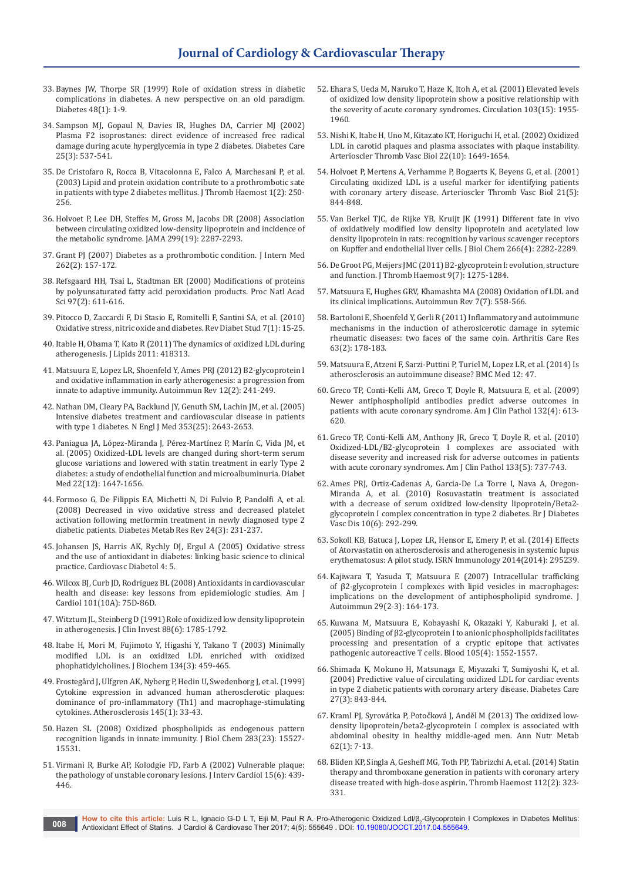33. Baynes JW, Thorpe SR (1999) Role of oxidation stress in diabetic complications in diabetes. A new perspective on an old paradigm. Diabetes 48(1): 1-9.
34. Sampson MJ, Gopaul N, Davies IR, Hughes DA, Carrier MJ (2002) Plasma F2 isoprostanes: direct evidence of increased free radical damage during acute hyperglycemia in type 2 diabetes. Diabetes Care 25(3): 537-541.
35. De Cristofaro R, Rocca B, Vitacolonna E, Falco A, Marchesani P, et al. (2003) Lipid and protein oxidation contribute to a prothrombotic sate in patients with type 2 diabetes mellitus. J Thromb Haemost 1(2): 250-256.
36. Holvoet P, Lee DH, Steffes M, Gross M, Jacobs DR (2008) Association between circulating oxidized low-density lipoprotein and incidence of the metabolic syndrome. JAMA 299(19): 2287-2293.
37. Grant PJ (2007) Diabetes as a prothrombotic condition. J Intern Med 262(2): 157-172.
38. Refsgaard HH, Tsai L, Stadtman ER (2000) Modifications of proteins by polyunsaturated fatty acid peroxidation products. Proc Natl Acad Sci 97(2): 611-616.
39. Pitocco D, Zaccardi F, Di Stasio E, Romitelli F, Santini SA, et al. (2010) Oxidative stress, nitric oxide and diabetes. Rev Diabet Stud 7(1): 15-25.
40. Itable H, Obama T, Kato R (2011) The dynamics of oxidized LDL during atherogenesis. J Lipids 2011: 418313.
41. Matsuura E, Lopez LR, Shoenfeld Y, Ames PRJ (2012) B2-glycoprotein I and oxidative inflammation in early atherogenesis: a progression from innate to adaptive immunity. Autoimmun Rev 12(2): 241-249.
42. Nathan DM, Cleary PA, Backlund JY, Genuth SM, Lachin JM, et al. (2005) Intensive diabetes treatment and cardiovascular disease in patients with type 1 diabetes. N Engl J Med 353(25): 2643-2653.
43. Paniagua JA, López-Miranda J, Pérez-Martínez P, Marín C, Vida JM, et al. (2005) Oxidized-LDL levels are changed during short-term serum glucose variations and lowered with statin treatment in early Type 2 diabetes: a study of endothelial function and microalbuminuria. Diabet Med 22(12): 1647-1656.
44. Formoso G, De Filippis EA, Michetti N, Di Fulvio P, Pandolfi A, et al. (2008) Decreased in vivo oxidative stress and decreased platelet activation following metformin treatment in newly diagnosed type 2 diabetic patients. Diabetes Metab Res Rev 24(3): 231-237.
45. Johansen JS, Harris AK, Rychly DJ, Ergul A (2005) Oxidative stress and the use of antioxidant in diabetes: linking basic science to clinical practice. Cardiovasc Diabetol 4: 5.
46. Wilcox BJ, Curb JD, Rodriguez BL (2008) Antioxidants in cardiovascular health and disease: key lessons from epidemiologic studies. Am J Cardiol 101(10A): 75D-86D.
47. Witztum JL, Steinberg D (1991) Role of oxidized low density lipoprotein in atherogenesis. J Clin Invest 88(6): 1785-1792.
48. Itabe H, Mori M, Fujimoto Y, Higashi Y, Takano T (2003) Minimally modified LDL is an oxidized LDL enriched with oxidized phophatidylcholines. J Biochem 134(3): 459-465.
49. Frostegård J, Ulfgren AK, Nyberg P, Hedin U, Swedenborg J, et al. (1999) Cytokine expression in advanced human atherosclerotic plaques: dominance of pro-inflammatory (Th1) and macrophage-stimulating cytokines. Atherosclerosis 145(1): 33-43.
50. Hazen SL (2008) Oxidized phospholipids as endogenous pattern recognition ligands in innate immunity. J Biol Chem 283(23): 15527-15531.
51. Virmani R, Burke AP, Kolodgie FD, Farb A (2002) Vulnerable plaque: the pathology of unstable coronary lesions. J Interv Cardiol 15(6): 439-446.
52. Ehara S, Ueda M, Naruko T, Haze K, Itoh A, et al. (2001) Elevated levels of oxidized low density lipoprotein show a positive relationship with the severity of acute coronary syndromes. Circulation 103(15): 1955-1960.
53. Nishi K, Itabe H, Uno M, Kitazato KT, Horiguchi H, et al. (2002) Oxidized LDL in carotid plaques and plasma associates with plaque instability. Arterioscler Thromb Vasc Biol 22(10): 1649-1654.
54. Holvoet P, Mertens A, Verhamme P, Bogaerts K, Beyens G, et al. (2001) Circulating oxidized LDL is a useful marker for identifying patients with coronary artery disease. Arterioscler Thromb Vasc Biol 21(5): 844-848.
55. Van Berkel TJC, de Rijke YB, Kruijt JK (1991) Different fate in vivo of oxidatively modified low density lipoprotein and acetylated low density lipoprotein in rats: recognition by various scavenger receptors on Kupffer and endothelial liver cells. J Biol Chem 266(4): 2282-2289.
56. De Groot PG, Meijers JMC (2011) B2-glycoprotein I: evolution, structure and function. J Thromb Haemost 9(7): 1275-1284.
57. Matsuura E, Hughes GRV, Khamashta MA (2008) Oxidation of LDL and its clinical implications. Autoimmun Rev 7(7): 558-566.
58. Bartoloni E, Shoenfeld Y, Gerli R (2011) Inflammatory and autoimmune mechanisms in the induction of atherosclerotic damage in sytemic rheumatic diseases: two faces of the same coin. Arthritis Care Res 63(2): 178-183.
59. Matsuura E, Atzeni F, Sarzi-Puttini P, Turiel M, Lopez LR, et al. (2014) Is atherosclerosis an autoimmune disease? BMC Med 12: 47.
60. Greco TP, Conti-Kelli AM, Greco T, Doyle R, Matsuura E, et al. (2009) Newer antiphospholipid antibodies predict adverse outcomes in patients with acute coronary syndrome. Am J Clin Pathol 132(4): 613-620.
61. Greco TP, Conti-Kelli AM, Anthony JR, Greco T, Doyle R, et al. (2010) Oxidized-LDL/B2-glycoprotein I complexes are associated with disease severity and increased risk for adverse outcomes in patients with acute coronary syndromes. Am J Clin Pathol 133(5): 737-743.
62. Ames PRJ, Ortiz-Cadenas A, Garcia-De La Torre I, Nava A, Oregon-Miranda A, et al. (2010) Rosuvastatin treatment is associated with a decrease of serum oxidized low-density lipoprotein/Beta2-glycoprotein I complex concentration in type 2 diabetes. Br J Diabetes Vasc Dis 10(6): 292-299.
63. Sokoll KB, Batuca J, Lopez LR, Hensor E, Emery P, et al. (2014) Effects of Atorvastatin on atherosclerosis and atherogenesis in systemic lupus erythematosus: A pilot study. ISRN Immunology 2014(2014): 295239.
64. Kajiwara T, Yasuda T, Matsuura E (2007) Intracellular trafficking of β2-glycoprotein I complexes with lipid vesicles in macrophages: implications on the development of antiphospholipid syndrome. J Autoimmun 29(2-3): 164-173.
65. Kuwana M, Matsuura E, Kobayashi K, Okazaki Y, Kaburaki J, et al. (2005) Binding of β2-glycoprotein I to anionic phospholipids facilitates processing and presentation of a cryptic epitope that activates pathogenic autoreactive T cells. Blood 105(4): 1552-1557.
66. Shimada K, Mokuno H, Matsunaga E, Miyazaki T, Sumiyoshi K, et al. (2004) Predictive value of circulating oxidized LDL for cardiac events in type 2 diabetic patients with coronary artery disease. Diabetes Care 27(3): 843-844.
67. Kraml PJ, Syrovátka P, Potočková J, Anděl M (2013) The oxidized low-density lipoprotein/beta2-glycoprotein I complex is associated with abdominal obesity in healthy middle-aged men. Ann Nutr Metab 62(1): 7-13.
68. Bliden KP, Singla A, Gesheff MG, Toth PP, Tabrizchi A, et al. (2014) Statin therapy and thromboxane generation in patients with coronary artery disease treated with high-dose aspirin. Thromb Haemost 112(2): 323-331.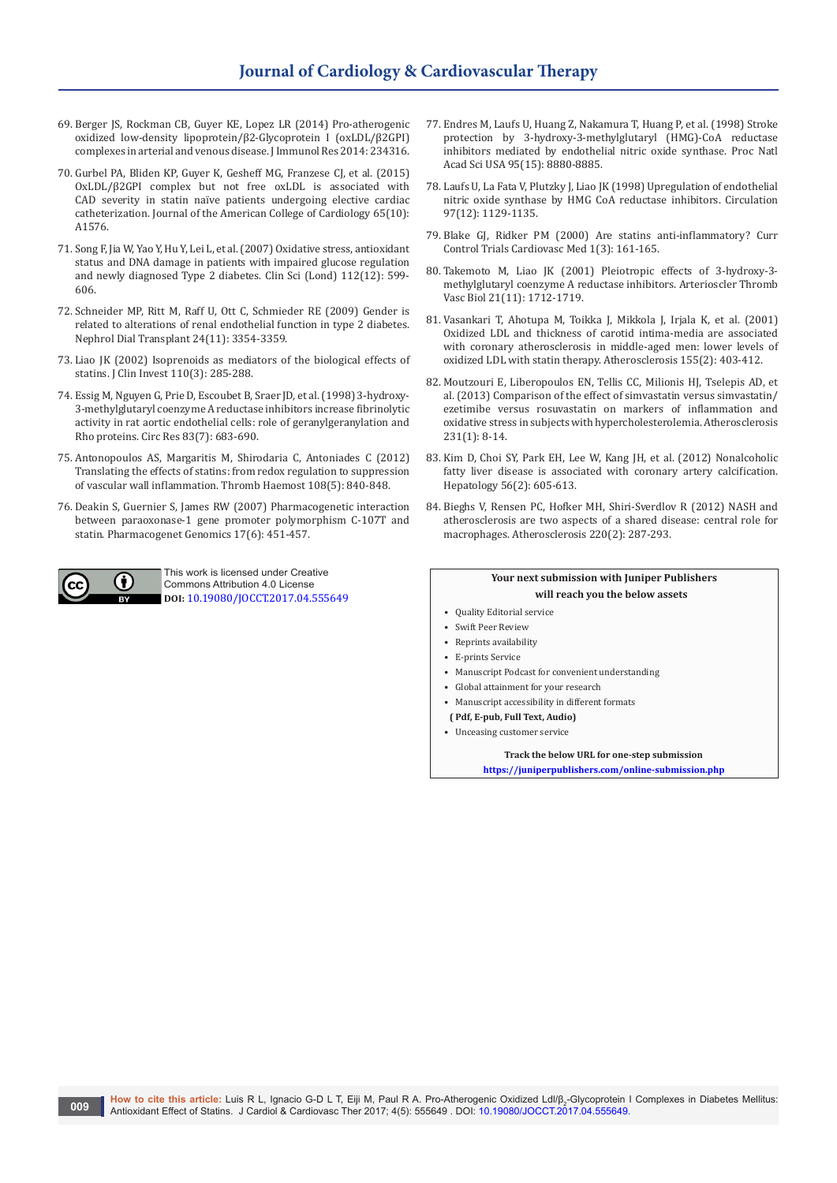69. Berger JS, Rockman CB, Guyer KE, Lopez LR (2014) Pro-atherogenic oxidized low-density lipoprotein/β2-Glycoprotein I (oxLDL/β2GPI) complexes in arterial and venous disease. J Immunol Res 2014: 234316.

70. Gurbel PA, Bliden KP, Guyer K, Gesheff MG, Franzese CJ, et al. (2015) OxLDL/β2GPI complex but not free oxLDL is associated with CAD severity in statin naïve patients undergoing elective cardiac catheterization. Journal of the American College of Cardiology 65(10): A1576.

71. Song F, Jia W, Yao Y, Hu Y, Lei L, et al. (2007) Oxidative stress, antioxidant status and DNA damage in patients with impaired glucose regulation and newly diagnosed Type 2 diabetes. Clin Sci (Lond) 112(12): 599-606.

72. Schneider MP, Ritt M, Raff U, Ott C, Schmieder RE (2009) Gender is related to alterations of renal endothelial function in type 2 diabetes. Nephrol Dial Transplant 24(11): 3354-3359.

73. Liao JK (2002) Isoprenoids as mediators of the biological effects of statins. J Clin Invest 110(3): 285-288.

74. Essig M, Nguyen G, Prie D, Escoubet B, Sraer JD, et al. (1998) 3-hydroxy-3-methylglutaryl coenzyme A reductase inhibitors increase fibrinolytic activity in rat aortic endothelial cells: role of geranylgeranylation and Rho proteins. Circ Res 83(7): 683-690.

75. Antonopoulos AS, Margaritis M, Shirodaria C, Antoniades C (2012) Translating the effects of statins: from redox regulation to suppression of vascular wall inflammation. Thromb Haemost 108(5): 840-848.

76. Deakin S, Guernier S, James RW (2007) Pharmacogenetic interaction between paraoxonase-1 gene promoter polymorphism C-107T and statin. Pharmacogenet Genomics 17(6): 451-457.

77. Endres M, Laufs U, Huang Z, Nakamura T, Huang P, et al. (1998) Stroke protection by 3-hydroxy-3-methylglutaryl (HMG)-CoA reductase inhibitors mediated by endothelial nitric oxide synthase. Proc Natl Acad Sci USA 95(15): 8880-8885.

78. Laufs U, La Fata V, Plutzky J, Liao JK (1998) Upregulation of endothelial nitric oxide synthase by HMG CoA reductase inhibitors. Circulation 97(12): 1129-1135.

79. Blake GJ, Ridker PM (2000) Are statins anti-inflammatory? Curr Control Trials Cardiovasc Med 1(3): 161-165.

80. Takemoto M, Liao JK (2001) Pleiotropic effects of 3-hydroxy-3-methylglutaryl coenzyme A reductase inhibitors. Arterioscler Thromb Vasc Biol 21(11): 1712-1719.

81. Vasankari T, Ahotupa M, Toikka J, Mikkola J, Irjala K, et al. (2001) Oxidized LDL and thickness of carotid intima-media are associated with coronary atherosclerosis in middle-aged men: lower levels of oxidized LDL with statin therapy. Atherosclerosis 155(2): 403-412.

82. Moutzouri E, Liberopoulos EN, Tellis CC, Milionis HJ, Tselepis AD, et al. (2013) Comparison of the effect of simvastatin versus simvastatin/ezetimibe versus rosuvastatin on markers of inflammation and oxidative stress in subjects with hypercholesterolemia. Atherosclerosis 231(1): 8-14.

83. Kim D, Choi SY, Park EH, Lee W, Kang JH, et al. (2012) Nonalcoholic fatty liver disease is associated with coronary artery calcification. Hepatology 56(2): 605-613.

84. Bieghs V, Rensen PC, Hofker MH, Shiri-Sverdlov R (2012) NASH and atherosclerosis are two aspects of a shared disease: central role for macrophages. Atherosclerosis 220(2): 287-293.

This work is licensed under Creative Commons Attribution 4.0 License
**DOI:** 10.19080/JOCCT.2017.04.555649

**Your next submission with Juniper Publishers will reach you the below assets**

- Quality Editorial service
- Swift Peer Review
- Reprints availability
- E-prints Service
- Manuscript Podcast for convenient understanding
- Global attainment for your research
- Manuscript accessibility in different formats

**( Pdf, E-pub, Full Text, Audio)**

- Unceasing customer service

**Track the below URL for one-step submission**
**https://juniperpublishers.com/online-submission.php**

**How to cite this article:** Luis R L, Ignacio G-D L T, Eiji M, Paul R A. Pro-Atherogenic Oxidized Ldl/$\beta_2$-Glycoprotein I Complexes in Diabetes Mellitus: Antioxidant Effect of Statins. J Cardiol & Cardiovasc Ther 2017; 4(5): 555649 . DOI: 10.19080/JOCCT.2017.04.555649.